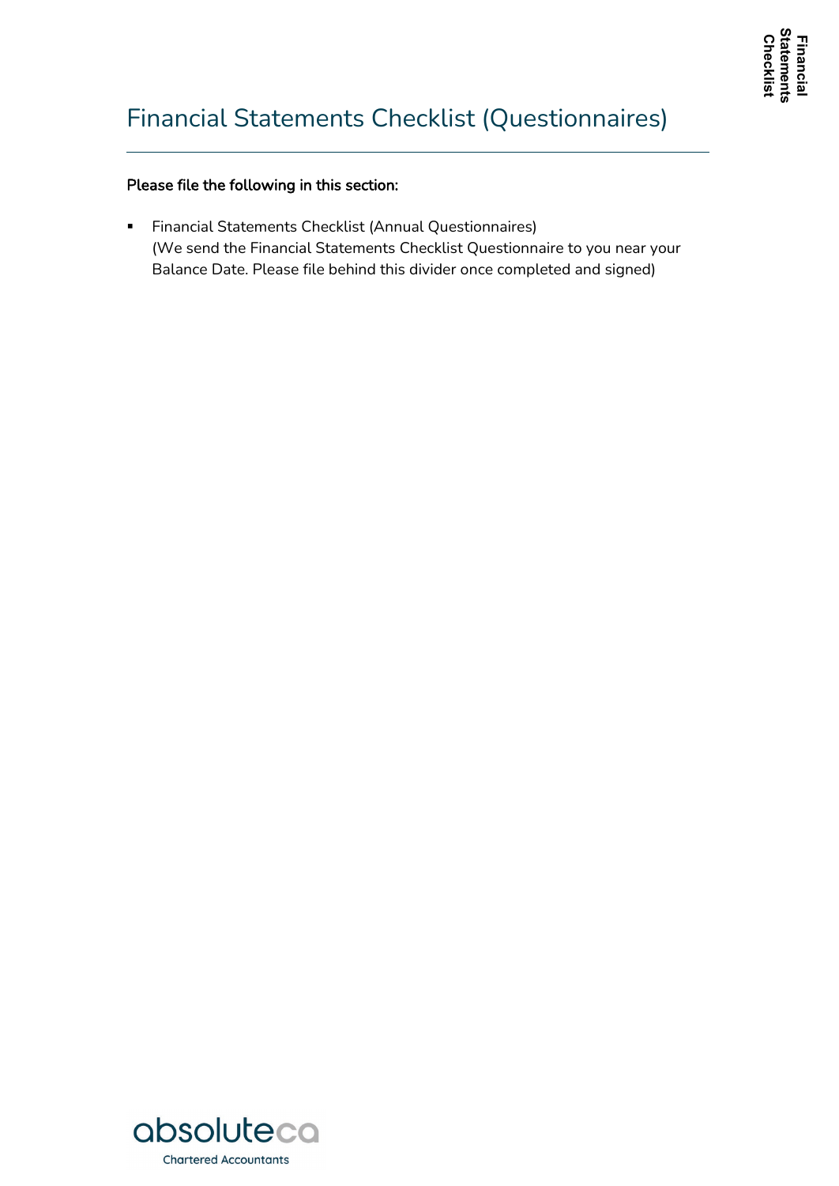# Financial Statements Checklist (Questionnaires)

**Please file the following in this section:**

- Financial Statements Checklist (Annual Questionnaires)
  (We send the Financial Statements Checklist Questionnaire to you near your Balance Date. Please file behind this divider once completed and signed)

absoluteca
Chartered Accountants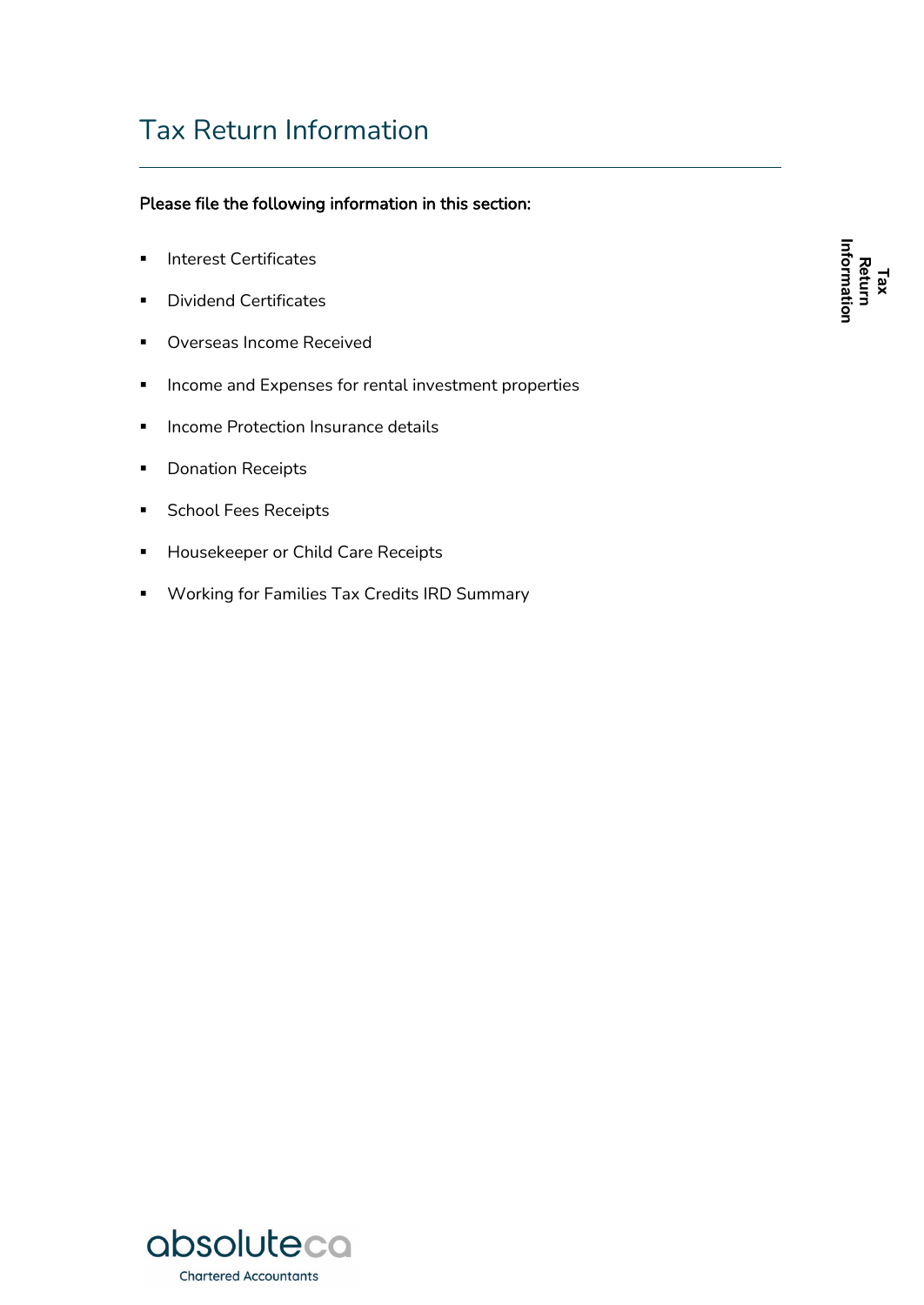# Tax Return Information

**Please file the following information in this section:**

- Interest Certificates
- Dividend Certificates
- Overseas Income Received
- Income and Expenses for rental investment properties
- Income Protection Insurance details
- Donation Receipts
- School Fees Receipts
- Housekeeper or Child Care Receipts
- Working for Families Tax Credits IRD Summary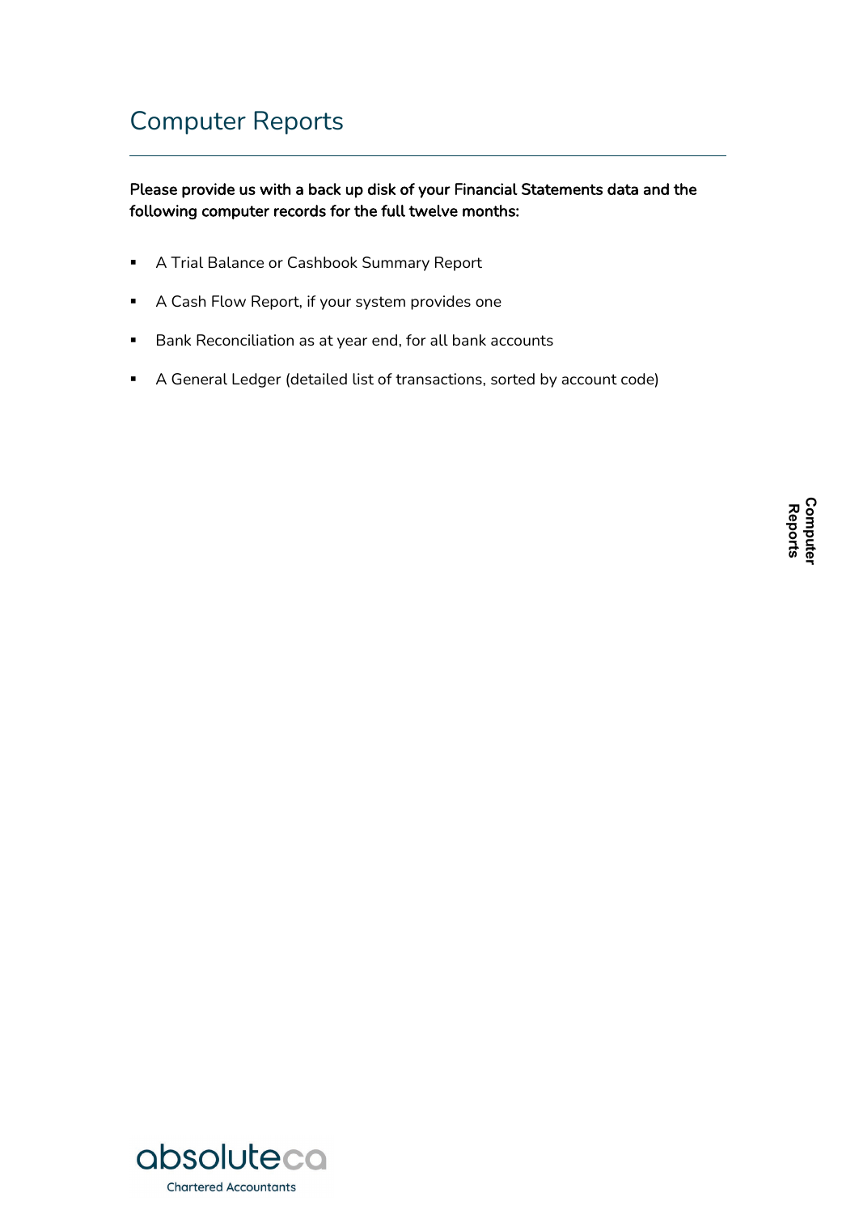# Computer Reports

**Please provide us with a back up disk of your Financial Statements data and the following computer records for the full twelve months:**

- A Trial Balance or Cashbook Summary Report
- A Cash Flow Report, if your system provides one
- Bank Reconciliation as at year end, for all bank accounts
- A General Ledger (detailed list of transactions, sorted by account code)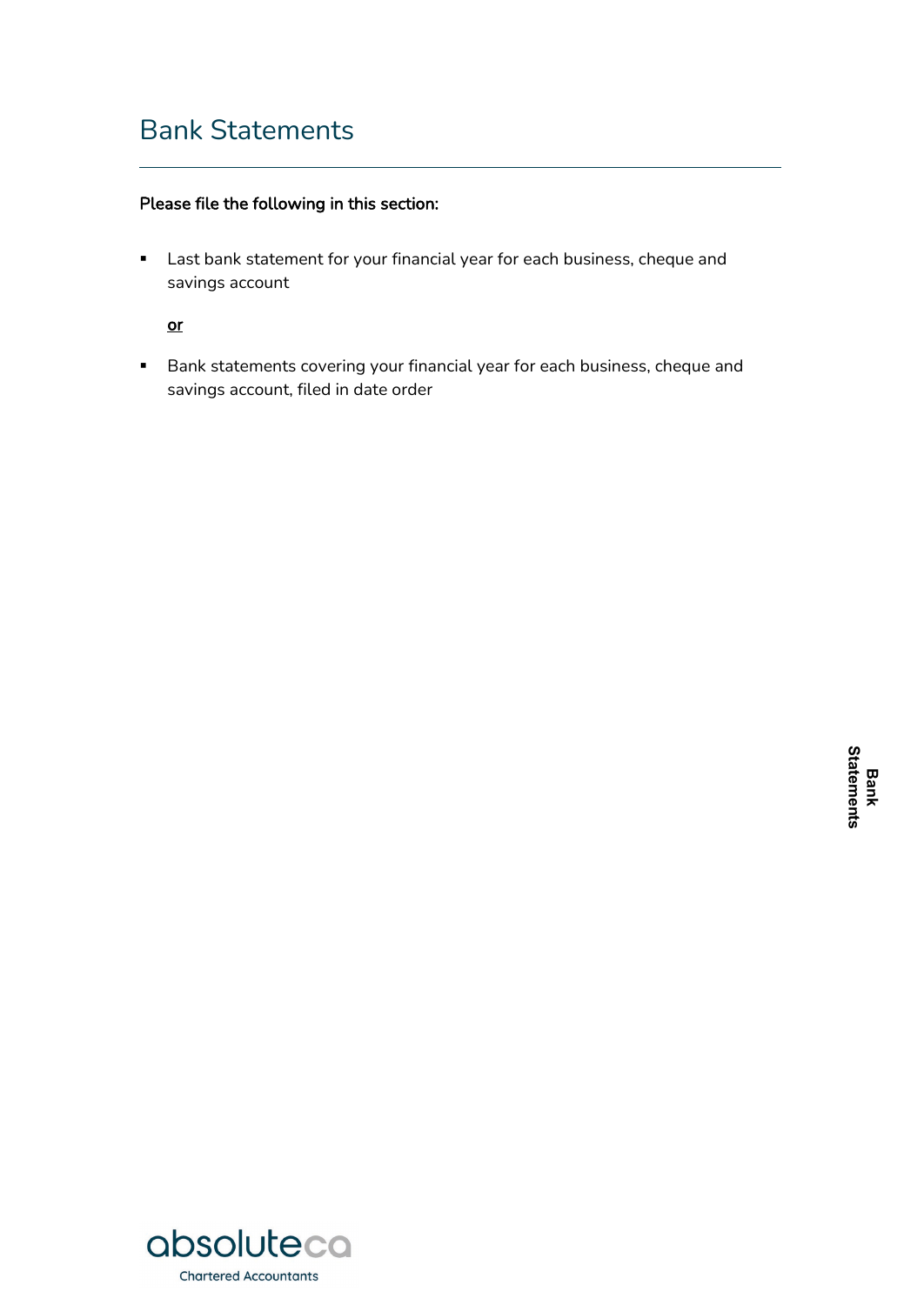# Bank Statements

**Please file the following in this section:**

- Last bank statement for your financial year for each business, cheque and savings account

  **or**

- Bank statements covering your financial year for each business, cheque and savings account, filed in date order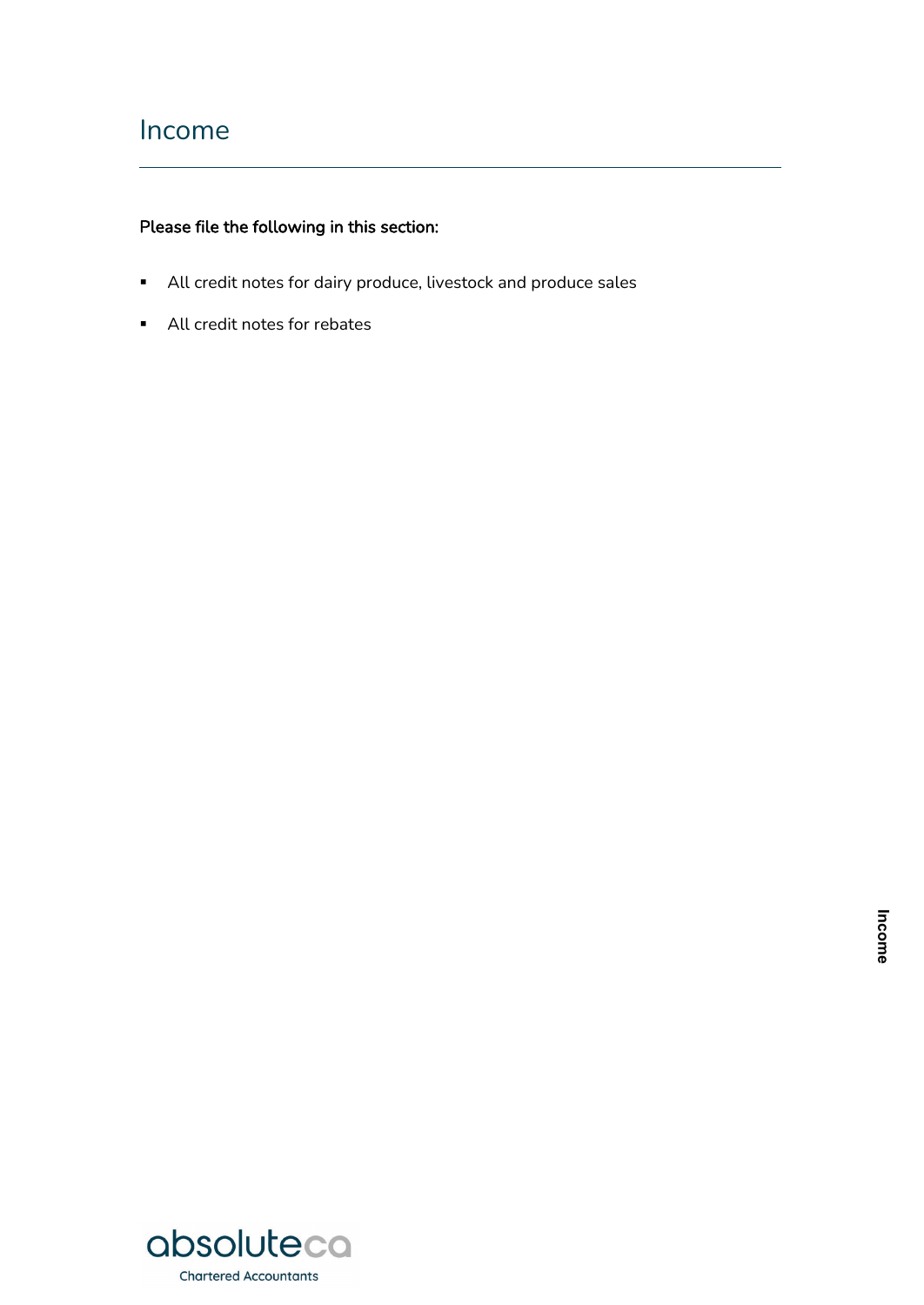# Income

**Please file the following in this section:**

- All credit notes for dairy produce, livestock and produce sales
- All credit notes for rebates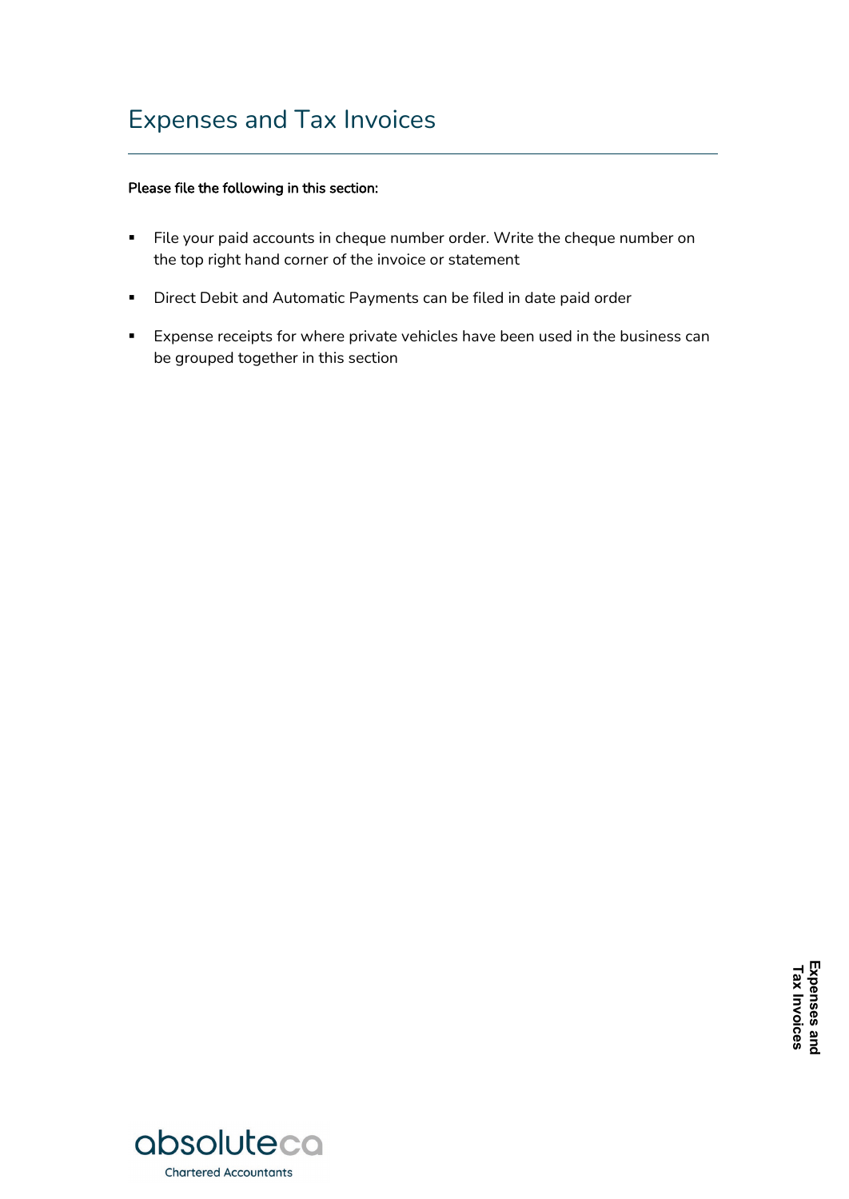# Expenses and Tax Invoices

**Please file the following in this section:**

- File your paid accounts in cheque number order. Write the cheque number on the top right hand corner of the invoice or statement
- Direct Debit and Automatic Payments can be filed in date paid order
- Expense receipts for where private vehicles have been used in the business can be grouped together in this section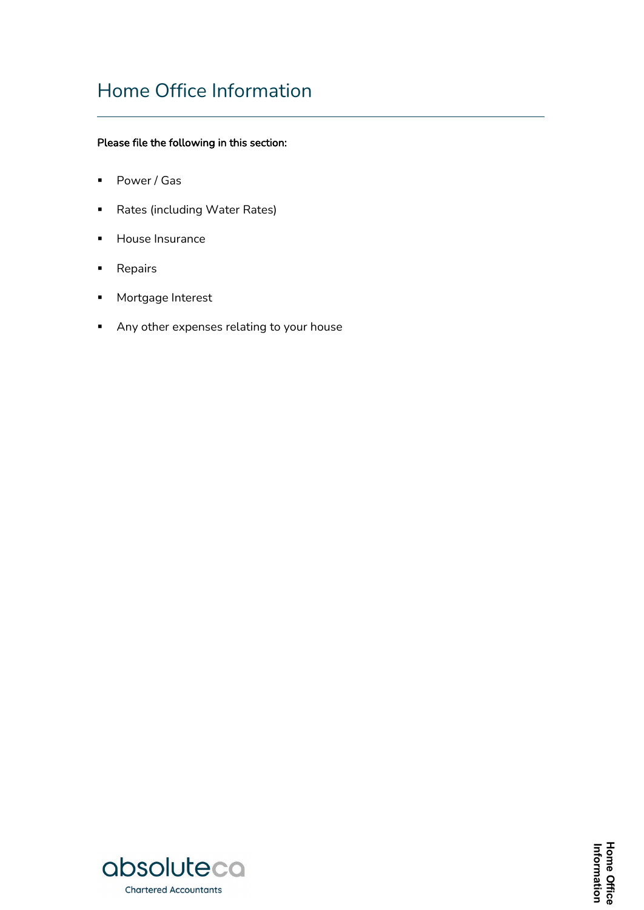# Home Office Information

**Please file the following in this section:**

- Power / Gas
- Rates (including Water Rates)
- House Insurance
- Repairs
- Mortgage Interest
- Any other expenses relating to your house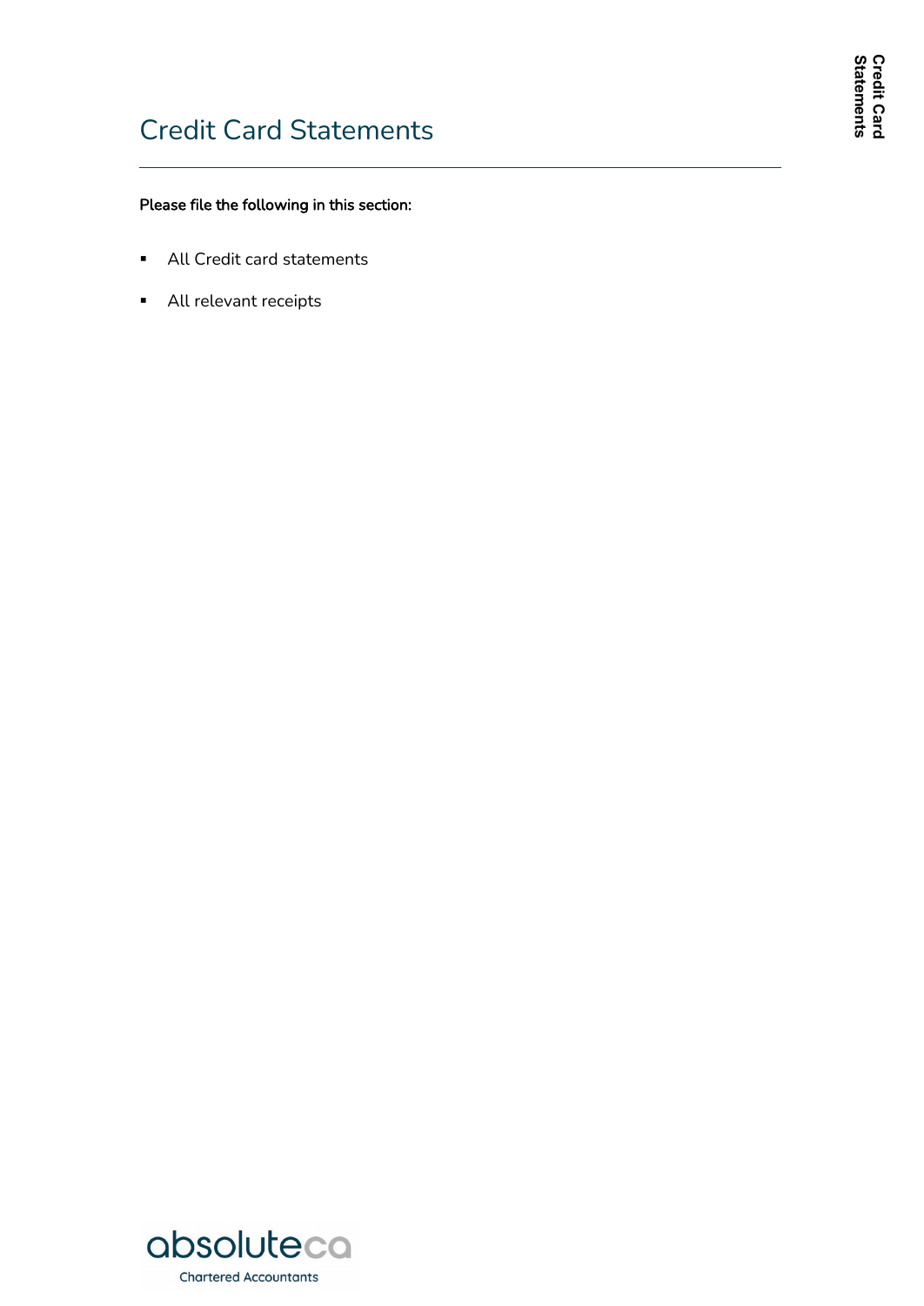# Credit Card Statements

**Please file the following in this section:**

- All Credit card statements
- All relevant receipts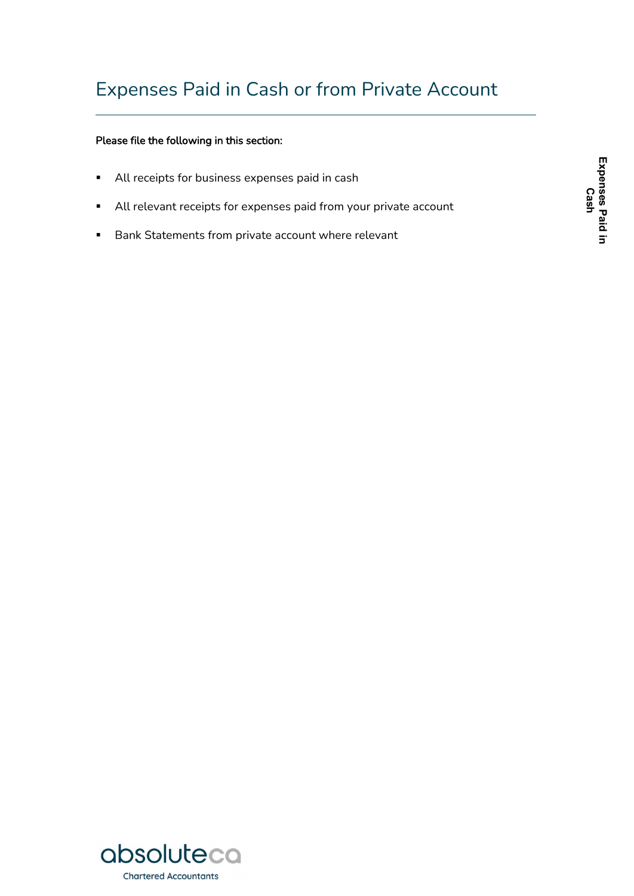# Expenses Paid in Cash or from Private Account

**Please file the following in this section:**

- All receipts for business expenses paid in cash
- All relevant receipts for expenses paid from your private account
- Bank Statements from private account where relevant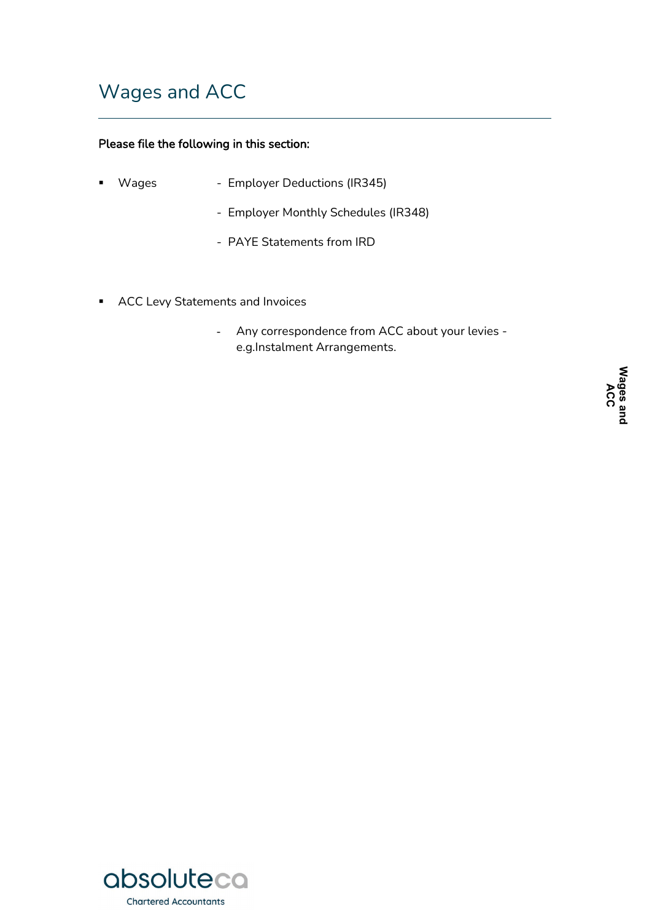# Wages and ACC

**Please file the following in this section:**

- Wages
  - Employer Deductions (IR345)
  - Employer Monthly Schedules (IR348)
  - PAYE Statements from IRD

- ACC Levy Statements and Invoices
  - Any correspondence from ACC about your levies - e.g.Instalment Arrangements.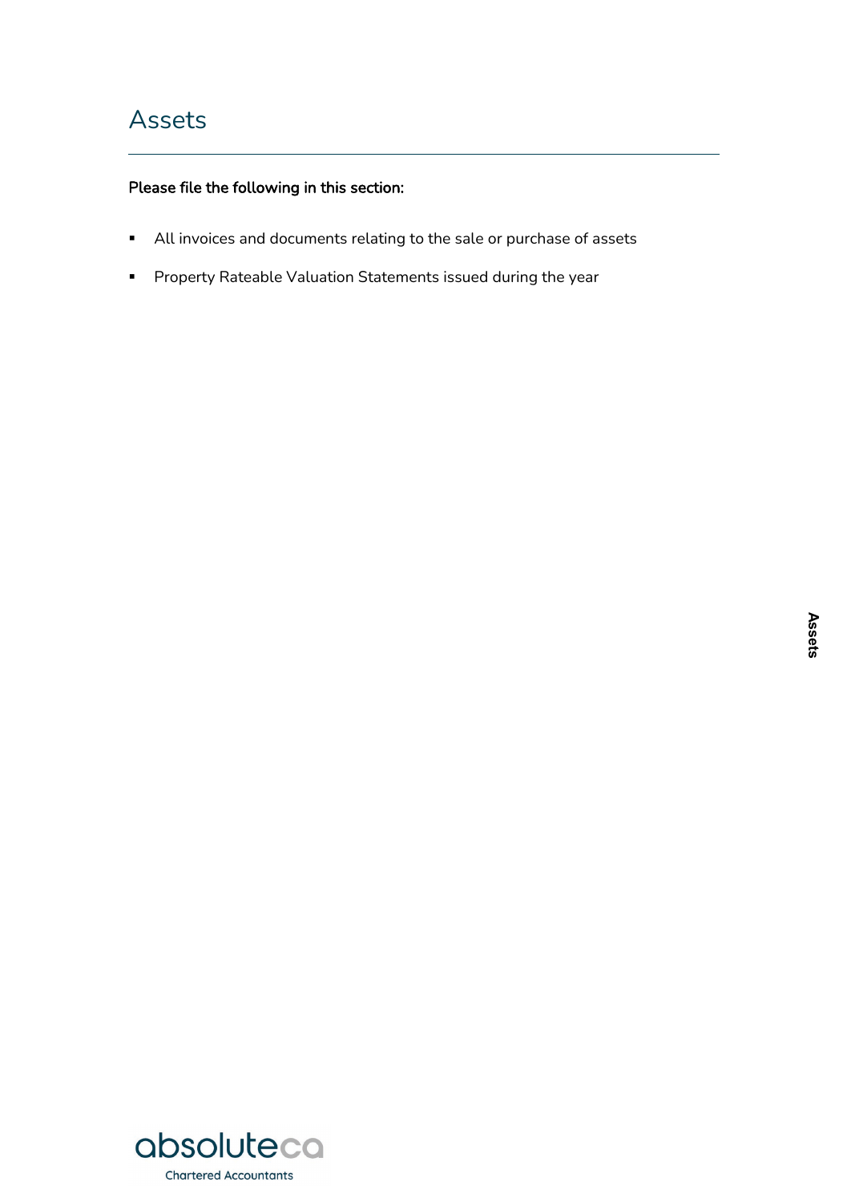# Assets

**Please file the following in this section:**

- All invoices and documents relating to the sale or purchase of assets
- Property Rateable Valuation Statements issued during the year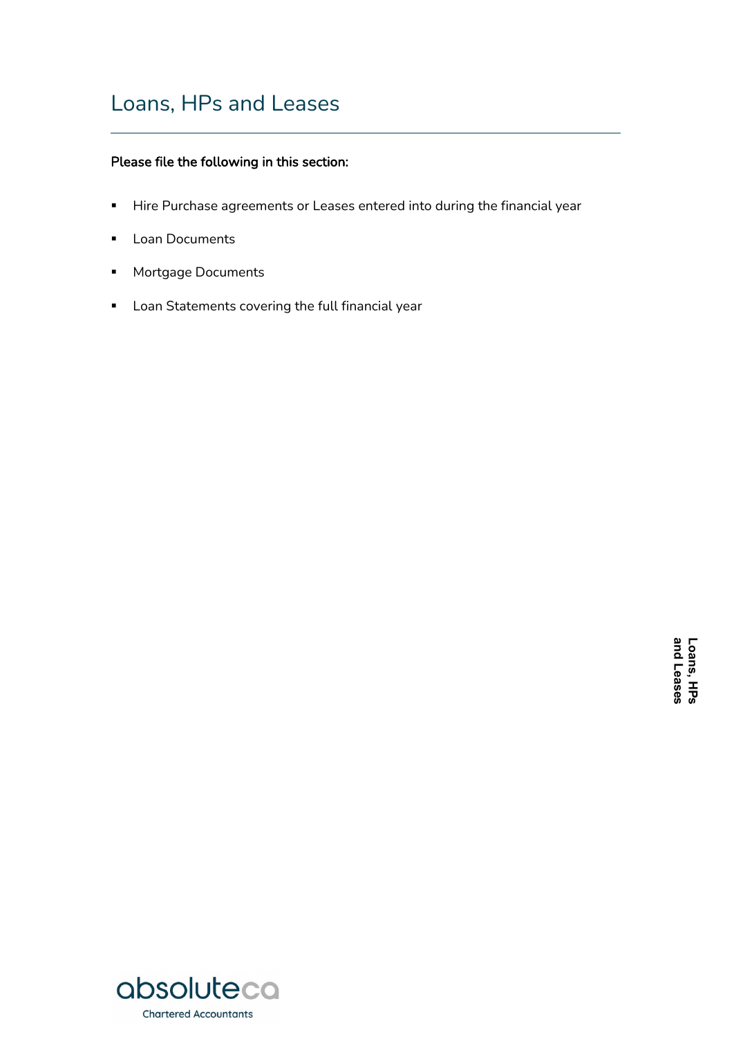# Loans, HPs and Leases

**Please file the following in this section:**

- Hire Purchase agreements or Leases entered into during the financial year
- Loan Documents
- Mortgage Documents
- Loan Statements covering the full financial year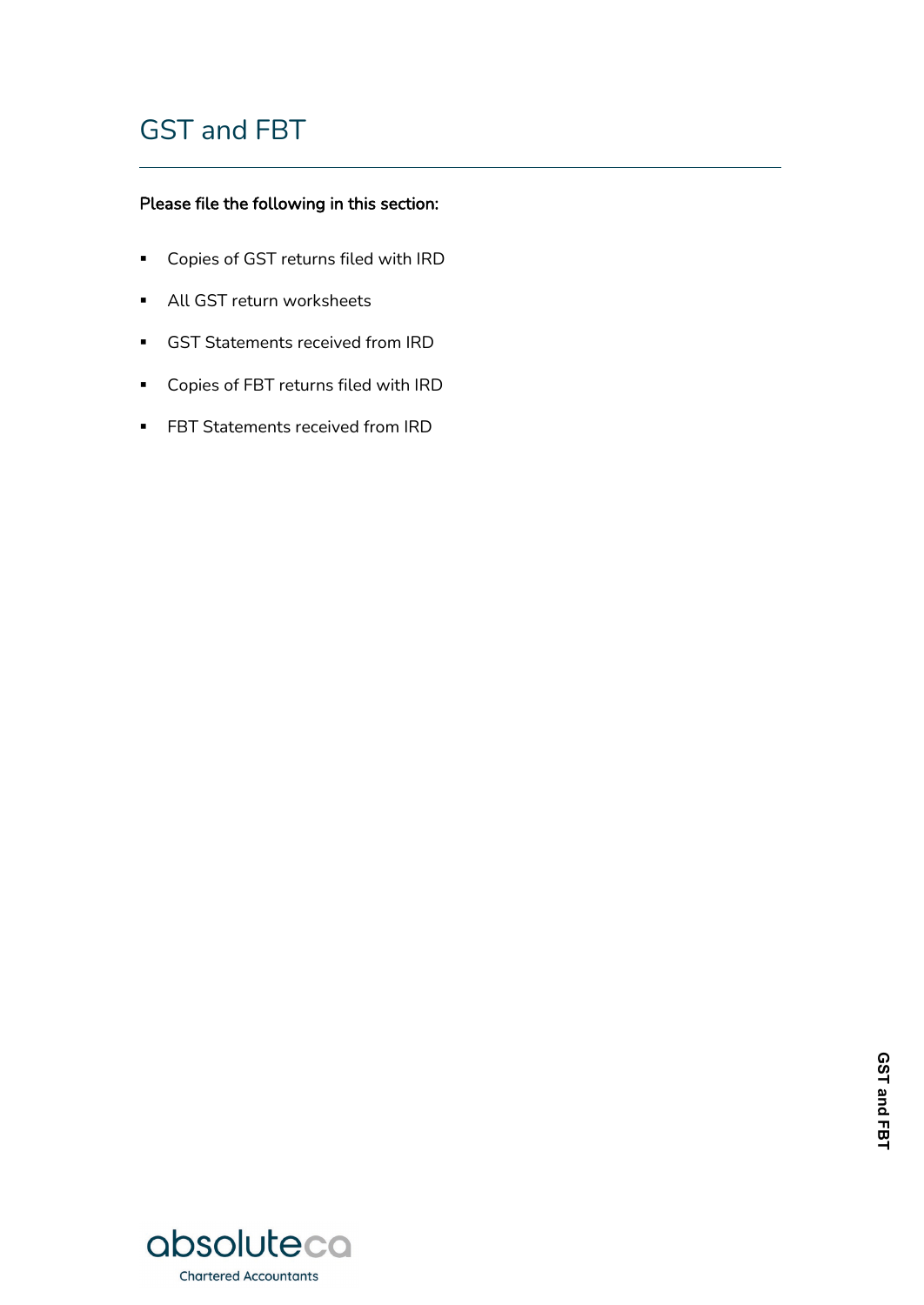# GST and FBT

**Please file the following in this section:**

- Copies of GST returns filed with IRD
- All GST return worksheets
- GST Statements received from IRD
- Copies of FBT returns filed with IRD
- FBT Statements received from IRD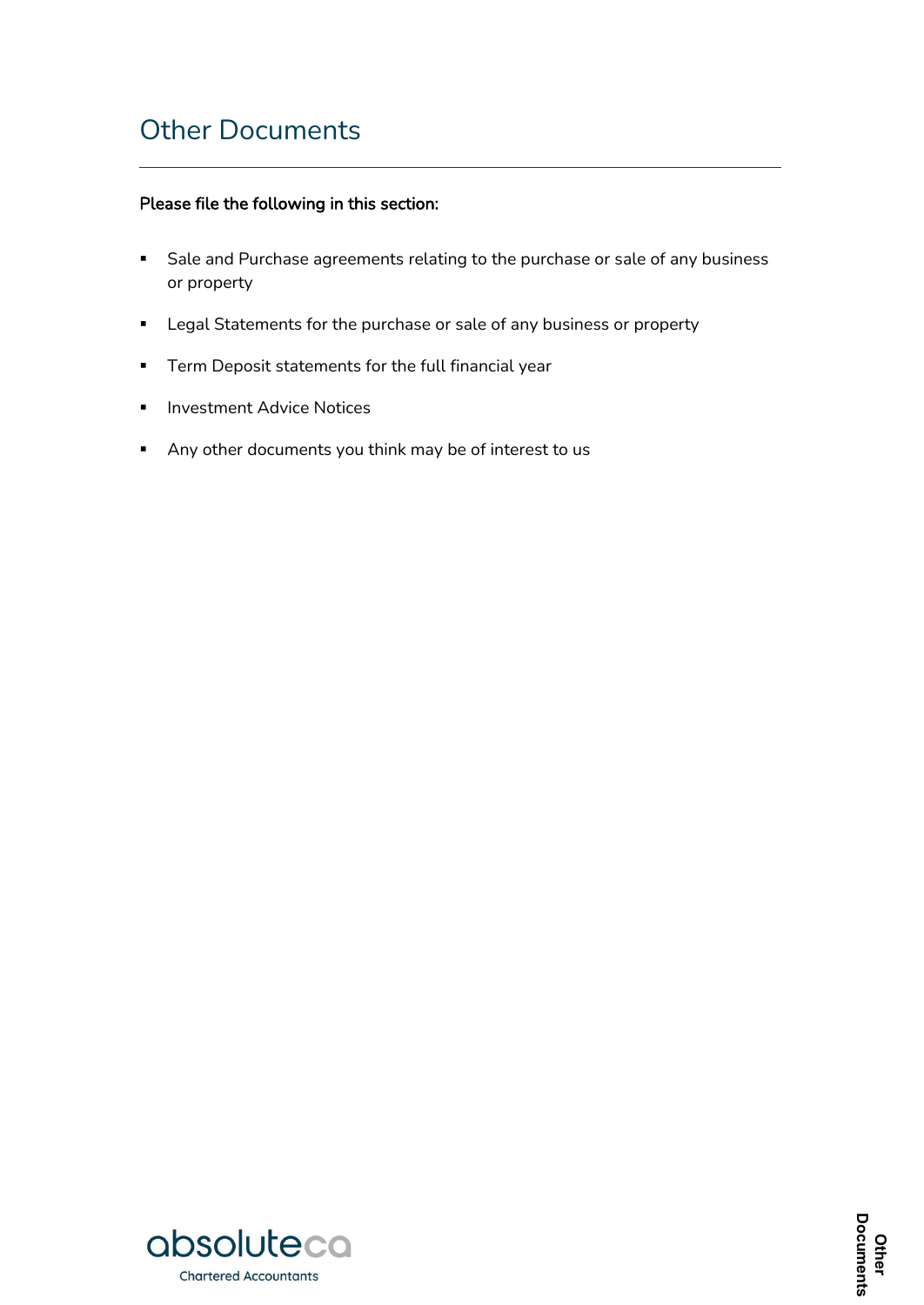# Other Documents

**Please file the following in this section:**

- Sale and Purchase agreements relating to the purchase or sale of any business or property
- Legal Statements for the purchase or sale of any business or property
- Term Deposit statements for the full financial year
- Investment Advice Notices
- Any other documents you think may be of interest to us